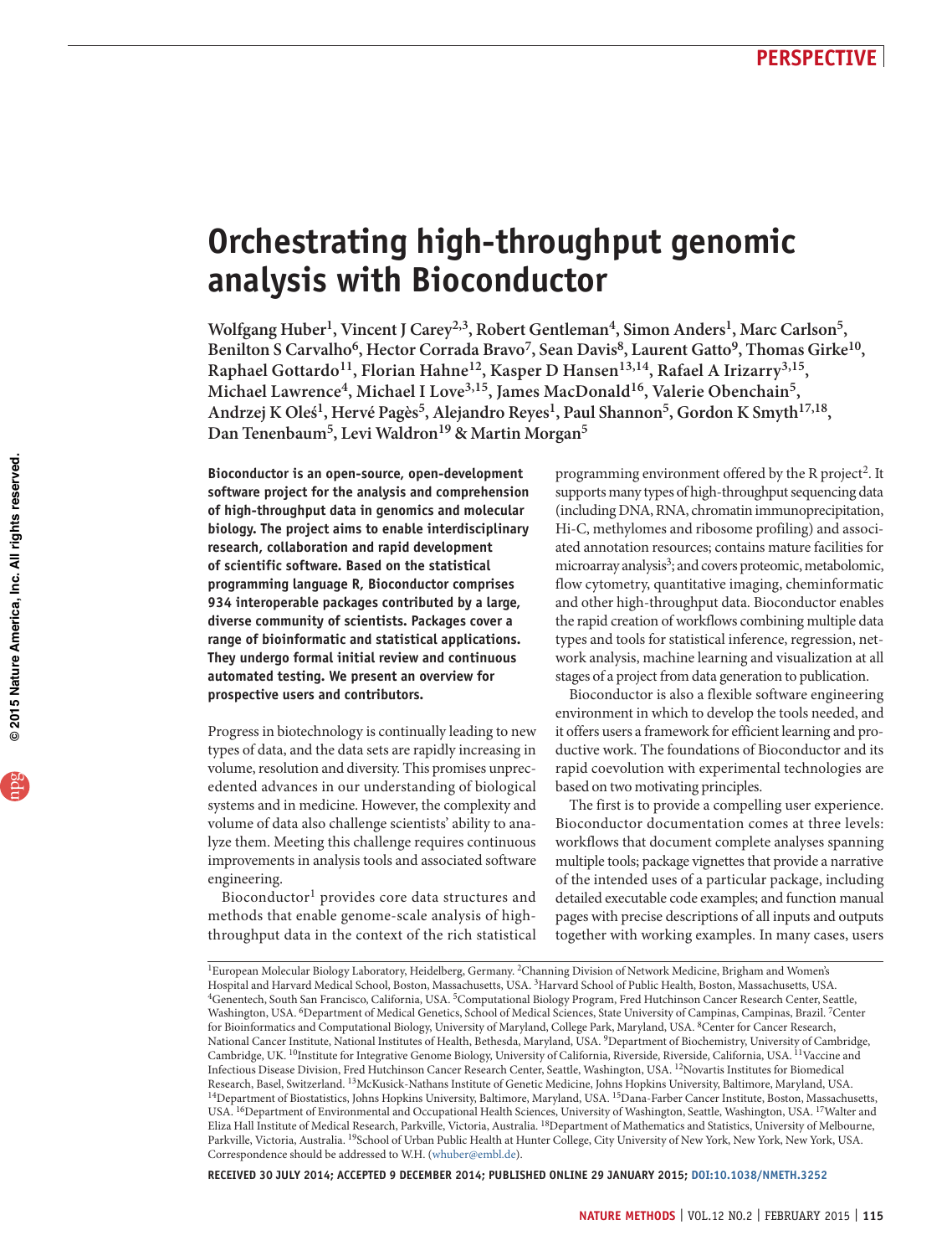# Orchestrating high-throughput genomic analysis with Bioconductor

**Wolfgang Huber[1], Vincent J Carey[2,3], Robert Gentleman[4], Simon Anders[1], Marc Carlson[5], Benilton S Carvalho[6], Hector Corrada Bravo[7], Sean Davis[8], Laurent Gatto[9], Thomas Girke[10], Raphael Gottardo[11], Florian Hahne[12], Kasper D Hansen[13,14], Rafael A Irizarry[3,15], Michael Lawrence[4], Michael I Love[3,15], James MacDonald[16], Valerie Obenchain[5], Andrzej K Oleś[1], Hervé Pagès[5], Alejandro Reyes[1], Paul Shannon[5], Gordon K Smyth[17,18], Dan Tenenbaum[5], Levi Waldron[19] & Martin Morgan[5]**

**Bioconductor is an open-source, open-development software project for the analysis and comprehension of high-throughput data in genomics and molecular biology. The project aims to enable interdisciplinary research, collaboration and rapid development of scientific software. Based on the statistical programming language R, Bioconductor comprises 934 interoperable packages contributed by a large, diverse community of scientists. Packages cover a range of bioinformatic and statistical applications. They undergo formal initial review and continuous automated testing. We present an overview for prospective users and contributors.**

Progress in biotechnology is continually leading to new types of data, and the data sets are rapidly increasing in volume, resolution and diversity. This promises unprecedented advances in our understanding of biological systems and in medicine. However, the complexity and volume of data also challenge scientists' ability to analyze them. Meeting this challenge requires continuous improvements in analysis tools and associated software engineering.

Bioconductor[1] provides core data structures and methods that enable genome-scale analysis of high-throughput data in the context of the rich statistical programming environment offered by the R project[2]. It supports many types of high-throughput sequencing data (including DNA, RNA, chromatin immunoprecipitation, Hi-C, methylomes and ribosome profiling) and associated annotation resources; contains mature facilities for microarray analysis[3]; and covers proteomic, metabolomic, flow cytometry, quantitative imaging, cheminformatic and other high-throughput data. Bioconductor enables the rapid creation of workflows combining multiple data types and tools for statistical inference, regression, network analysis, machine learning and visualization at all stages of a project from data generation to publication.

Bioconductor is also a flexible software engineering environment in which to develop the tools needed, and it offers users a framework for efficient learning and productive work. The foundations of Bioconductor and its rapid coevolution with experimental technologies are based on two motivating principles.

The first is to provide a compelling user experience. Bioconductor documentation comes at three levels: workflows that document complete analyses spanning multiple tools; package vignettes that provide a narrative of the intended uses of a particular package, including detailed executable code examples; and function manual pages with precise descriptions of all inputs and outputs together with working examples. In many cases, users

[1]European Molecular Biology Laboratory, Heidelberg, Germany. [2]Channing Division of Network Medicine, Brigham and Women's Hospital and Harvard Medical School, Boston, Massachusetts, USA. [3]Harvard School of Public Health, Boston, Massachusetts, USA. [4]Genentech, South San Francisco, California, USA. [5]Computational Biology Program, Fred Hutchinson Cancer Research Center, Seattle, Washington, USA. [6]Department of Medical Genetics, School of Medical Sciences, State University of Campinas, Campinas, Brazil. [7]Center for Bioinformatics and Computational Biology, University of Maryland, College Park, Maryland, USA. [8]Center for Cancer Research, National Cancer Institute, National Institutes of Health, Bethesda, Maryland, USA. [9]Department of Biochemistry, University of Cambridge, Cambridge, UK. [10]Institute for Integrative Genome Biology, University of California, Riverside, Riverside, California, USA. [11]Vaccine and Infectious Disease Division, Fred Hutchinson Cancer Research Center, Seattle, Washington, USA. [12]Novartis Institutes for Biomedical Research, Basel, Switzerland. [13]McKusick-Nathans Institute of Genetic Medicine, Johns Hopkins University, Baltimore, Maryland, USA. [14]Department of Biostatistics, Johns Hopkins University, Baltimore, Maryland, USA. [15]Dana-Farber Cancer Institute, Boston, Massachusetts, USA. [16]Department of Environmental and Occupational Health Sciences, University of Washington, Seattle, Washington, USA. [17]Walter and Eliza Hall Institute of Medical Research, Parkville, Victoria, Australia. [18]Department of Mathematics and Statistics, University of Melbourne, Parkville, Victoria, Australia. [19]School of Urban Public Health at Hunter College, City University of New York, New York, New York, USA. Correspondence should be addressed to W.H. (whuber@embl.de).

**Received 30 July 2014; accepted 9 December 2014; published online 29 January 2015; doi:10.1038/nmeth.3252**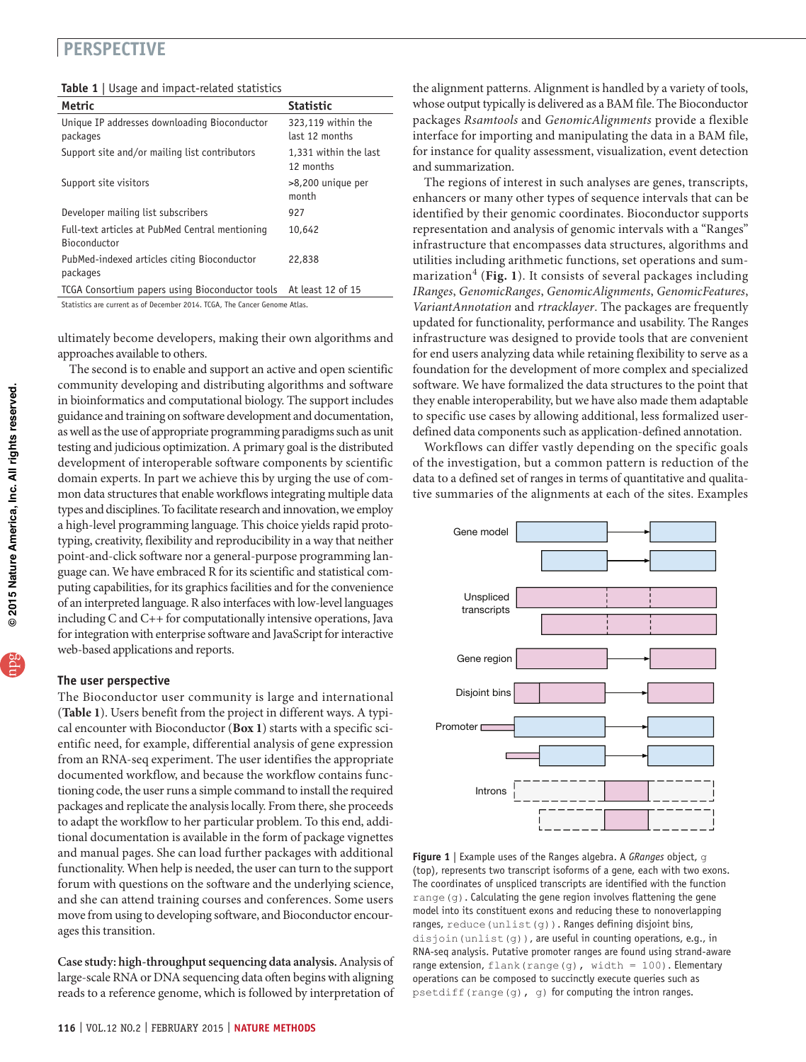**Table 1** | Usage and impact-related statistics

| Metric | Statistic |
|---|---|
| Unique IP addresses downloading Bioconductor packages | 323,119 within the last 12 months |
| Support site and/or mailing list contributors | 1,331 within the last 12 months |
| Support site visitors | >8,200 unique per month |
| Developer mailing list subscribers | 927 |
| Full-text articles at PubMed Central mentioning Bioconductor | 10,642 |
| PubMed-indexed articles citing Bioconductor packages | 22,838 |
| TCGA Consortium papers using Bioconductor tools | At least 12 of 15 |

Statistics are current as of December 2014. TCGA, The Cancer Genome Atlas.

ultimately become developers, making their own algorithms and approaches available to others.

The second is to enable and support an active and open scientific community developing and distributing algorithms and software in bioinformatics and computational biology. The support includes guidance and training on software development and documentation, as well as the use of appropriate programming paradigms such as unit testing and judicious optimization. A primary goal is the distributed development of interoperable software components by scientific domain experts. In part we achieve this by urging the use of common data structures that enable workflows integrating multiple data types and disciplines. To facilitate research and innovation, we employ a high-level programming language. This choice yields rapid prototyping, creativity, flexibility and reproducibility in a way that neither point-and-click software nor a general-purpose programming language can. We have embraced R for its scientific and statistical computing capabilities, for its graphics facilities and for the convenience of an interpreted language. R also interfaces with low-level languages including C and C++ for computationally intensive operations, Java for integration with enterprise software and JavaScript for interactive web-based applications and reports.

### The user perspective

The Bioconductor user community is large and international (**Table 1**). Users benefit from the project in different ways. A typical encounter with Bioconductor (**Box 1**) starts with a specific scientific need, for example, differential analysis of gene expression from an RNA-seq experiment. The user identifies the appropriate documented workflow, and because the workflow contains functioning code, the user runs a simple command to install the required packages and replicate the analysis locally. From there, she proceeds to adapt the workflow to her particular problem. To this end, additional documentation is available in the form of package vignettes and manual pages. She can load further packages with additional functionality. When help is needed, the user can turn to the support forum with questions on the software and the underlying science, and she can attend training courses and conferences. Some users move from using to developing software, and Bioconductor encourages this transition.

**Case study: high-throughput sequencing data analysis.** Analysis of large-scale RNA or DNA sequencing data often begins with aligning reads to a reference genome, which is followed by interpretation of the alignment patterns. Alignment is handled by a variety of tools, whose output typically is delivered as a BAM file. The Bioconductor packages *Rsamtools* and *GenomicAlignments* provide a flexible interface for importing and manipulating the data in a BAM file, for instance for quality assessment, visualization, event detection and summarization.

The regions of interest in such analyses are genes, transcripts, enhancers or many other types of sequence intervals that can be identified by their genomic coordinates. Bioconductor supports representation and analysis of genomic intervals with a "Ranges" infrastructure that encompasses data structures, algorithms and utilities including arithmetic functions, set operations and summarization[4] (**Fig. 1**). It consists of several packages including *IRanges*, *GenomicRanges*, *GenomicAlignments*, *GenomicFeatures*, *VariantAnnotation* and *rtracklayer*. The packages are frequently updated for functionality, performance and usability. The Ranges infrastructure was designed to provide tools that are convenient for end users analyzing data while retaining flexibility to serve as a foundation for the development of more complex and specialized software. We have formalized the data structures to the point that they enable interoperability, but we have also made them adaptable to specific use cases by allowing additional, less formalized user-defined data components such as application-defined annotation.

Workflows can differ vastly depending on the specific goals of the investigation, but a common pattern is reduction of the data to a defined set of ranges in terms of quantitative and qualitative summaries of the alignments at each of the sites. Examples

**Figure 1** | Example uses of the Ranges algebra. A *GRanges* object, `g` (top), represents two transcript isoforms of a gene, each with two exons. The coordinates of unspliced transcripts are identified with the function `range(g)`. Calculating the gene region involves flattening the gene model into its constituent exons and reducing these to nonoverlapping ranges, `reduce(unlist(g))`. Ranges defining disjoint bins, `disjoin(unlist(g))`, are useful in counting operations, e.g., in RNA-seq analysis. Putative promoter ranges are found using strand-aware range extension, `flank(range(g), width = 100)`. Elementary operations can be composed to succinctly execute queries such as `psetdiff(range(g), g)` for computing the intron ranges.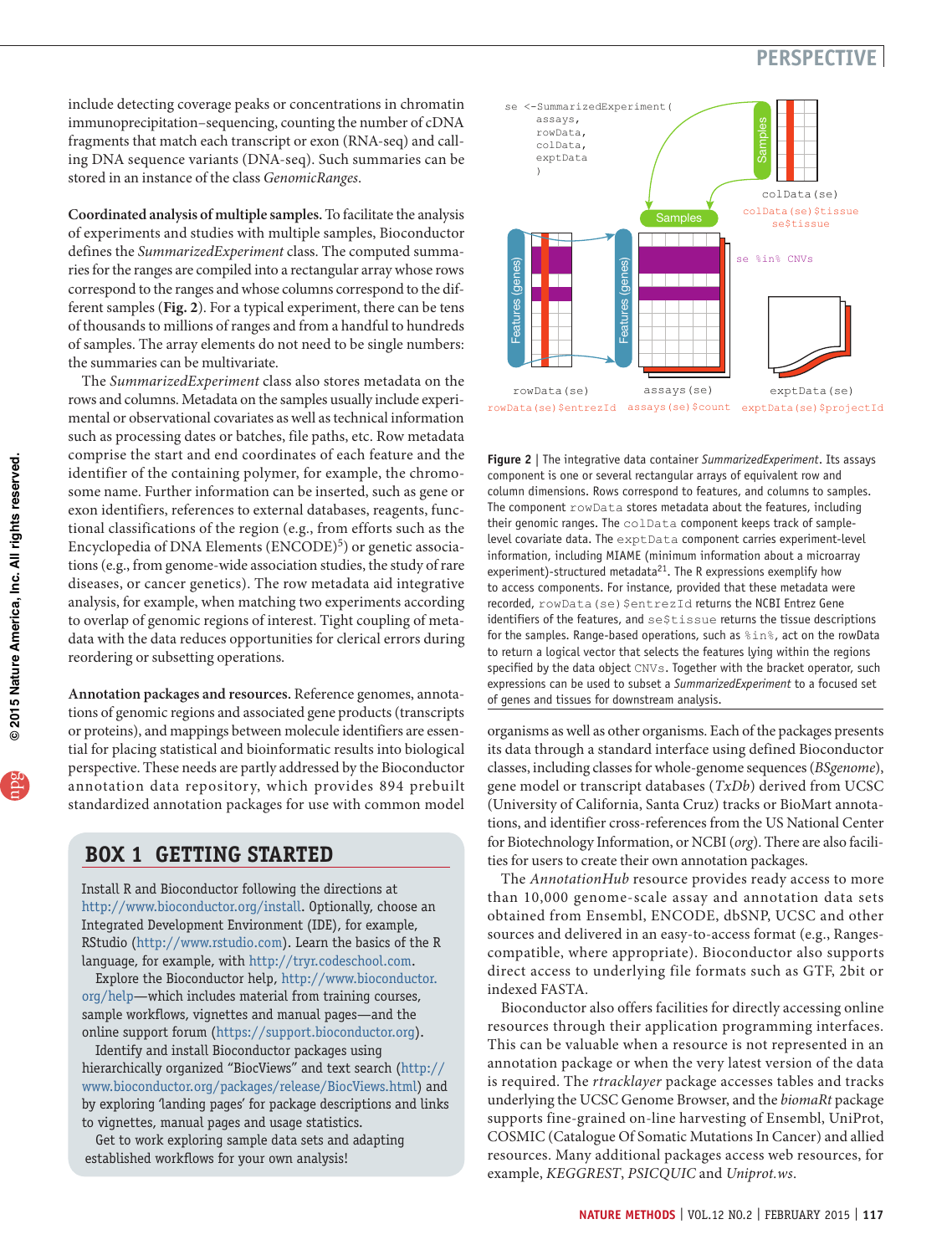include detecting coverage peaks or concentrations in chromatin immunoprecipitation–sequencing, counting the number of cDNA fragments that match each transcript or exon (RNA-seq) and calling DNA sequence variants (DNA-seq). Such summaries can be stored in an instance of the class *GenomicRanges*.

**Coordinated analysis of multiple samples.** To facilitate the analysis of experiments and studies with multiple samples, Bioconductor defines the *SummarizedExperiment* class. The computed summaries for the ranges are compiled into a rectangular array whose rows correspond to the ranges and whose columns correspond to the different samples (**Fig. 2**). For a typical experiment, there can be tens of thousands to millions of ranges and from a handful to hundreds of samples. The array elements do not need to be single numbers: the summaries can be multivariate.

The *SummarizedExperiment* class also stores metadata on the rows and columns. Metadata on the samples usually include experimental or observational covariates as well as technical information such as processing dates or batches, file paths, etc. Row metadata comprise the start and end coordinates of each feature and the identifier of the containing polymer, for example, the chromosome name. Further information can be inserted, such as gene or exon identifiers, references to external databases, reagents, functional classifications of the region (e.g., from efforts such as the Encyclopedia of DNA Elements (ENCODE)[5]) or genetic associations (e.g., from genome-wide association studies, the study of rare diseases, or cancer genetics). The row metadata aid integrative analysis, for example, when matching two experiments according to overlap of genomic regions of interest. Tight coupling of metadata with the data reduces opportunities for clerical errors during reordering or subsetting operations.

**Annotation packages and resources.** Reference genomes, annotations of genomic regions and associated gene products (transcripts or proteins), and mappings between molecule identifiers are essential for placing statistical and bioinformatic results into biological perspective. These needs are partly addressed by the Bioconductor annotation data repository, which provides 894 prebuilt standardized annotation packages for use with common model organisms as well as other organisms. Each of the packages presents its data through a standard interface using defined Bioconductor classes, including classes for whole-genome sequences (*BSgenome*), gene model or transcript databases (*TxDb*) derived from UCSC (University of California, Santa Cruz) tracks or BioMart annotations, and identifier cross-references from the US National Center for Biotechnology Information, or NCBI (*org*). There are also facilities for users to create their own annotation packages.

The *AnnotationHub* resource provides ready access to more than 10,000 genome-scale assay and annotation data sets obtained from Ensembl, ENCODE, dbSNP, UCSC and other sources and delivered in an easy-to-access format (e.g., Ranges-compatible, where appropriate). Bioconductor also supports direct access to underlying file formats such as GTF, 2bit or indexed FASTA.

Bioconductor also offers facilities for directly accessing online resources through their application programming interfaces. This can be valuable when a resource is not represented in an annotation package or when the very latest version of the data is required. The *rtracklayer* package accesses tables and tracks underlying the UCSC Genome Browser, and the *biomaRt* package supports fine-grained on-line harvesting of Ensembl, UniProt, COSMIC (Catalogue Of Somatic Mutations In Cancer) and allied resources. Many additional packages access web resources, for example, *KEGGREST*, *PSICQUIC* and *Uniprot.ws*.

```
se <-SummarizedExperiment(
      assays,
      rowData,
      colData,
      exptData
      )
```

**Figure 2** | The integrative data container *SummarizedExperiment*. Its assays component is one or several rectangular arrays of equivalent row and column dimensions. Rows correspond to features, and columns to samples. The component `rowData` stores metadata about the features, including their genomic ranges. The `colData` component keeps track of sample-level covariate data. The `exptData` component carries experiment-level information, including MIAME (minimum information about a microarray experiment)-structured metadata[21]. The R expressions exemplify how to access components. For instance, provided that these metadata were recorded, `rowData(se)$entrezId` returns the NCBI Entrez Gene identifiers of the features, and `se$tissue` returns the tissue descriptions for the samples. Range-based operations, such as `%in%`, act on the rowData to return a logical vector that selects the features lying within the regions specified by the data object `CNVs`. Together with the bracket operator, such expressions can be used to subset a *SummarizedExperiment* to a focused set of genes and tissues for downstream analysis.

## BOX 1 GETTING STARTED

Install R and Bioconductor following the directions at http://www.bioconductor.org/install. Optionally, choose an Integrated Development Environment (IDE), for example, RStudio (http://www.rstudio.com). Learn the basics of the R language, for example, with http://tryr.codeschool.com.

Explore the Bioconductor help, http://www.bioconductor.org/help—which includes material from training courses, sample workflows, vignettes and manual pages—and the online support forum (https://support.bioconductor.org).

Identify and install Bioconductor packages using hierarchically organized "BiocViews" and text search (http://www.bioconductor.org/packages/release/BiocViews.html) and by exploring 'landing pages' for package descriptions and links to vignettes, manual pages and usage statistics.

Get to work exploring sample data sets and adapting established workflows for your own analysis!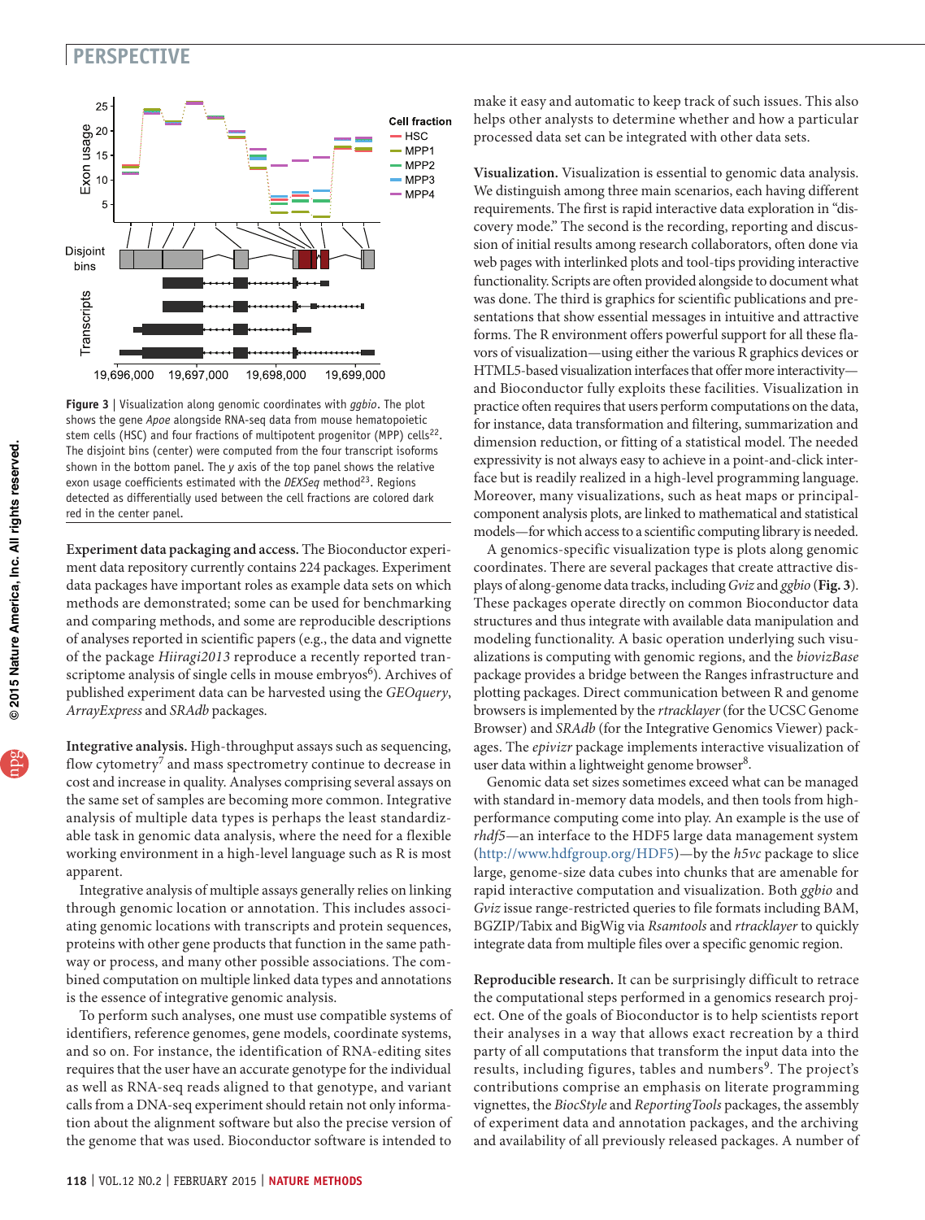**Figure 3** | Visualization along genomic coordinates with *ggbio*. The plot shows the gene *Apoe* alongside RNA-seq data from mouse hematopoietic stem cells (HSC) and four fractions of multipotent progenitor (MPP) cells[22]. The disjoint bins (center) were computed from the four transcript isoforms shown in the bottom panel. The *y* axis of the top panel shows the relative exon usage coefficients estimated with the *DEXSeq* method[23]. Regions detected as differentially used between the cell fractions are colored dark red in the center panel.

**Experiment data packaging and access.** The Bioconductor experiment data repository currently contains 224 packages. Experiment data packages have important roles as example data sets on which methods are demonstrated; some can be used for benchmarking and comparing methods, and some are reproducible descriptions of analyses reported in scientific papers (e.g., the data and vignette of the package *Hiiragi2013* reproduce a recently reported transcriptome analysis of single cells in mouse embryos[6]). Archives of published experiment data can be harvested using the *GEOquery*, *ArrayExpress* and *SRAdb* packages.

**Integrative analysis.** High-throughput assays such as sequencing, flow cytometry[7] and mass spectrometry continue to decrease in cost and increase in quality. Analyses comprising several assays on the same set of samples are becoming more common. Integrative analysis of multiple data types is perhaps the least standardizable task in genomic data analysis, where the need for a flexible working environment in a high-level language such as R is most apparent.

Integrative analysis of multiple assays generally relies on linking through genomic location or annotation. This includes associating genomic locations with transcripts and protein sequences, proteins with other gene products that function in the same pathway or process, and many other possible associations. The combined computation on multiple linked data types and annotations is the essence of integrative genomic analysis.

To perform such analyses, one must use compatible systems of identifiers, reference genomes, gene models, coordinate systems, and so on. For instance, the identification of RNA-editing sites requires that the user have an accurate genotype for the individual as well as RNA-seq reads aligned to that genotype, and variant calls from a DNA-seq experiment should retain not only information about the alignment software but also the precise version of the genome that was used. Bioconductor software is intended to make it easy and automatic to keep track of such issues. This also helps other analysts to determine whether and how a particular processed data set can be integrated with other data sets.

**Visualization.** Visualization is essential to genomic data analysis. We distinguish among three main scenarios, each having different requirements. The first is rapid interactive data exploration in "discovery mode." The second is the recording, reporting and discussion of initial results among research collaborators, often done via web pages with interlinked plots and tool-tips providing interactive functionality. Scripts are often provided alongside to document what was done. The third is graphics for scientific publications and presentations that show essential messages in intuitive and attractive forms. The R environment offers powerful support for all these flavors of visualization—using either the various R graphics devices or HTML5-based visualization interfaces that offer more interactivity—and Bioconductor fully exploits these facilities. Visualization in practice often requires that users perform computations on the data, for instance, data transformation and filtering, summarization and dimension reduction, or fitting of a statistical model. The needed expressivity is not always easy to achieve in a point-and-click interface but is readily realized in a high-level programming language. Moreover, many visualizations, such as heat maps or principal-component analysis plots, are linked to mathematical and statistical models—for which access to a scientific computing library is needed.

A genomics-specific visualization type is plots along genomic coordinates. There are several packages that create attractive displays of along-genome data tracks, including *Gviz* and *ggbio* (**Fig. 3**). These packages operate directly on common Bioconductor data structures and thus integrate with available data manipulation and modeling functionality. A basic operation underlying such visualizations is computing with genomic regions, and the *biovizBase* package provides a bridge between the Ranges infrastructure and plotting packages. Direct communication between R and genome browsers is implemented by the *rtracklayer* (for the UCSC Genome Browser) and *SRAdb* (for the Integrative Genomics Viewer) packages. The *epivizr* package implements interactive visualization of user data within a lightweight genome browser[8].

Genomic data set sizes sometimes exceed what can be managed with standard in-memory data models, and then tools from high-performance computing come into play. An example is the use of *rhdf5*—an interface to the HDF5 large data management system (http://www.hdfgroup.org/HDF5)—by the *h5vc* package to slice large, genome-size data cubes into chunks that are amenable for rapid interactive computation and visualization. Both *ggbio* and *Gviz* issue range-restricted queries to file formats including BAM, BGZIP/Tabix and BigWig via *Rsamtools* and *rtracklayer* to quickly integrate data from multiple files over a specific genomic region.

**Reproducible research.** It can be surprisingly difficult to retrace the computational steps performed in a genomics research project. One of the goals of Bioconductor is to help scientists report their analyses in a way that allows exact recreation by a third party of all computations that transform the input data into the results, including figures, tables and numbers[9]. The project's contributions comprise an emphasis on literate programming vignettes, the *BiocStyle* and *ReportingTools* packages, the assembly of experiment data and annotation packages, and the archiving and availability of all previously released packages. A number of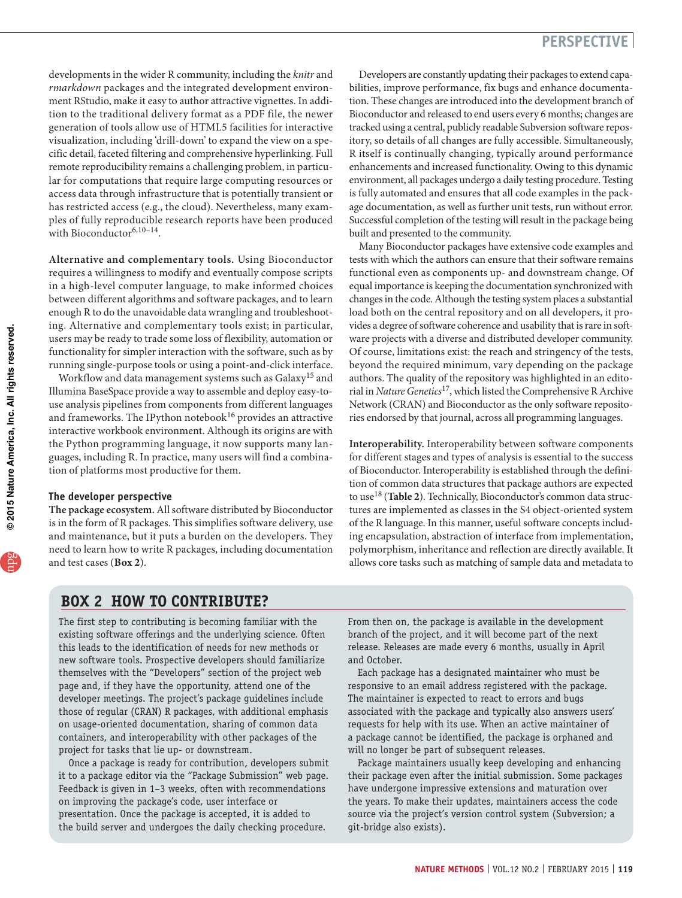developments in the wider R community, including the *knitr* and *rmarkdown* packages and the integrated development environment RStudio, make it easy to author attractive vignettes. In addition to the traditional delivery format as a PDF file, the newer generation of tools allow use of HTML5 facilities for interactive visualization, including 'drill-down' to expand the view on a specific detail, faceted filtering and comprehensive hyperlinking. Full remote reproducibility remains a challenging problem, in particular for computations that require large computing resources or access data through infrastructure that is potentially transient or has restricted access (e.g., the cloud). Nevertheless, many examples of fully reproducible research reports have been produced with Bioconductor[6,10–14].

**Alternative and complementary tools.** Using Bioconductor requires a willingness to modify and eventually compose scripts in a high-level computer language, to make informed choices between different algorithms and software packages, and to learn enough R to do the unavoidable data wrangling and troubleshooting. Alternative and complementary tools exist; in particular, users may be ready to trade some loss of flexibility, automation or functionality for simpler interaction with the software, such as by running single-purpose tools or using a point-and-click interface.

Workflow and data management systems such as Galaxy[15] and Illumina BaseSpace provide a way to assemble and deploy easy-to-use analysis pipelines from components from different languages and frameworks. The IPython notebook[16] provides an attractive interactive workbook environment. Although its origins are with the Python programming language, it now supports many languages, including R. In practice, many users will find a combination of platforms most productive for them.

## The developer perspective

**The package ecosystem.** All software distributed by Bioconductor is in the form of R packages. This simplifies software delivery, use and maintenance, but it puts a burden on the developers. They need to learn how to write R packages, including documentation and test cases (**Box 2**).

Developers are constantly updating their packages to extend capabilities, improve performance, fix bugs and enhance documentation. These changes are introduced into the development branch of Bioconductor and released to end users every 6 months; changes are tracked using a central, publicly readable Subversion software repository, so details of all changes are fully accessible. Simultaneously, R itself is continually changing, typically around performance enhancements and increased functionality. Owing to this dynamic environment, all packages undergo a daily testing procedure. Testing is fully automated and ensures that all code examples in the package documentation, as well as further unit tests, run without error. Successful completion of the testing will result in the package being built and presented to the community.

Many Bioconductor packages have extensive code examples and tests with which the authors can ensure that their software remains functional even as components up- and downstream change. Of equal importance is keeping the documentation synchronized with changes in the code. Although the testing system places a substantial load both on the central repository and on all developers, it provides a degree of software coherence and usability that is rare in software projects with a diverse and distributed developer community. Of course, limitations exist: the reach and stringency of the tests, beyond the required minimum, vary depending on the package authors. The quality of the repository was highlighted in an editorial in *Nature Genetics*[17], which listed the Comprehensive R Archive Network (CRAN) and Bioconductor as the only software repositories endorsed by that journal, across all programming languages.

**Interoperability.** Interoperability between software components for different stages and types of analysis is essential to the success of Bioconductor. Interoperability is established through the definition of common data structures that package authors are expected to use[18] (**Table 2**). Technically, Bioconductor's common data structures are implemented as classes in the S4 object-oriented system of the R language. In this manner, useful software concepts including encapsulation, abstraction of interface from implementation, polymorphism, inheritance and reflection are directly available. It allows core tasks such as matching of sample data and metadata to

### BOX 2 HOW TO CONTRIBUTE?

The first step to contributing is becoming familiar with the existing software offerings and the underlying science. Often this leads to the identification of needs for new methods or new software tools. Prospective developers should familiarize themselves with the "Developers" section of the project web page and, if they have the opportunity, attend one of the developer meetings. The project's package guidelines include those of regular (CRAN) R packages, with additional emphasis on usage-oriented documentation, sharing of common data containers, and interoperability with other packages of the project for tasks that lie up- or downstream.

Once a package is ready for contribution, developers submit it to a package editor via the "Package Submission" web page. Feedback is given in 1–3 weeks, often with recommendations on improving the package's code, user interface or presentation. Once the package is accepted, it is added to the build server and undergoes the daily checking procedure. From then on, the package is available in the development branch of the project, and it will become part of the next release. Releases are made every 6 months, usually in April and October.

Each package has a designated maintainer who must be responsive to an email address registered with the package. The maintainer is expected to react to errors and bugs associated with the package and typically also answers users' requests for help with its use. When an active maintainer of a package cannot be identified, the package is orphaned and will no longer be part of subsequent releases.

Package maintainers usually keep developing and enhancing their package even after the initial submission. Some packages have undergone impressive extensions and maturation over the years. To make their updates, maintainers access the code source via the project's version control system (Subversion; a git-bridge also exists).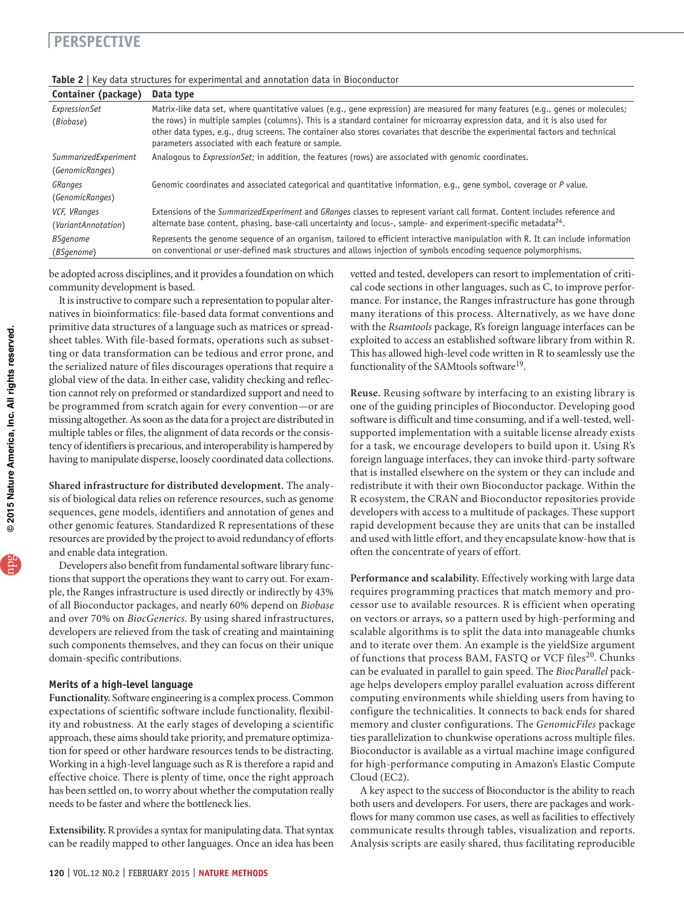**Table 2** | Key data structures for experimental and annotation data in Bioconductor

| Container (package) | Data type |
|---|---|
| *ExpressionSet* (*Biobase*) | Matrix-like data set, where quantitative values (e.g., gene expression) are measured for many features (e.g., genes or molecules; the rows) in multiple samples (columns). This is a standard container for microarray expression data, and it is also used for other data types, e.g., drug screens. The container also stores covariates that describe the experimental factors and technical parameters associated with each feature or sample. |
| *SummarizedExperiment* (*GenomicRanges*) | Analogous to *ExpressionSet*; in addition, the features (rows) are associated with genomic coordinates. |
| *GRanges* (*GenomicRanges*) | Genomic coordinates and associated categorical and quantitative information, e.g., gene symbol, coverage or *P* value. |
| *VCF*, *VRanges* (*VariantAnnotation*) | Extensions of the *SummarizedExperiment* and *GRanges* classes to represent variant call format. Content includes reference and alternate base content, phasing, base-call uncertainty and locus-, sample- and experiment-specific metadata[24]. |
| *BSgenome* (*BSgenome*) | Represents the genome sequence of an organism, tailored to efficient interactive manipulation with R. It can include information on conventional or user-defined mask structures and allows injection of symbols encoding sequence polymorphisms. |

be adopted across disciplines, and it provides a foundation on which community development is based.

It is instructive to compare such a representation to popular alternatives in bioinformatics: file-based data format conventions and primitive data structures of a language such as matrices or spreadsheet tables. With file-based formats, operations such as subsetting or data transformation can be tedious and error prone, and the serialized nature of files discourages operations that require a global view of the data. In either case, validity checking and reflection cannot rely on preformed or standardized support and need to be programmed from scratch again for every convention—or are missing altogether. As soon as the data for a project are distributed in multiple tables or files, the alignment of data records or the consistency of identifiers is precarious, and interoperability is hampered by having to manipulate disperse, loosely coordinated data collections.

**Shared infrastructure for distributed development.** The analysis of biological data relies on reference resources, such as genome sequences, gene models, identifiers and annotation of genes and other genomic features. Standardized R representations of these resources are provided by the project to avoid redundancy of efforts and enable data integration.

Developers also benefit from fundamental software library functions that support the operations they want to carry out. For example, the Ranges infrastructure is used directly or indirectly by 43% of all Bioconductor packages, and nearly 60% depend on *Biobase* and over 70% on *BiocGenerics*. By using shared infrastructures, developers are relieved from the task of creating and maintaining such components themselves, and they can focus on their unique domain-specific contributions.

### Merits of a high-level language

**Functionality.** Software engineering is a complex process. Common expectations of scientific software include functionality, flexibility and robustness. At the early stages of developing a scientific approach, these aims should take priority, and premature optimization for speed or other hardware resources tends to be distracting. Working in a high-level language such as R is therefore a rapid and effective choice. There is plenty of time, once the right approach has been settled on, to worry about whether the computation really needs to be faster and where the bottleneck lies.

**Extensibility.** R provides a syntax for manipulating data. That syntax can be readily mapped to other languages. Once an idea has been vetted and tested, developers can resort to implementation of critical code sections in other languages, such as C, to improve performance. For instance, the Ranges infrastructure has gone through many iterations of this process. Alternatively, as we have done with the *Rsamtools* package, R's foreign language interfaces can be exploited to access an established software library from within R. This has allowed high-level code written in R to seamlessly use the functionality of the SAMtools software[19].

**Reuse.** Reusing software by interfacing to an existing library is one of the guiding principles of Bioconductor. Developing good software is difficult and time consuming, and if a well-tested, well-supported implementation with a suitable license already exists for a task, we encourage developers to build upon it. Using R's foreign language interfaces, they can invoke third-party software that is installed elsewhere on the system or they can include and redistribute it with their own Bioconductor package. Within the R ecosystem, the CRAN and Bioconductor repositories provide developers with access to a multitude of packages. These support rapid development because they are units that can be installed and used with little effort, and they encapsulate know-how that is often the concentrate of years of effort.

**Performance and scalability.** Effectively working with large data requires programming practices that match memory and processor use to available resources. R is efficient when operating on vectors or arrays, so a pattern used by high-performing and scalable algorithms is to split the data into manageable chunks and to iterate over them. An example is the yieldSize argument of functions that process BAM, FASTQ or VCF files[20]. Chunks can be evaluated in parallel to gain speed. The *BiocParallel* package helps developers employ parallel evaluation across different computing environments while shielding users from having to configure the technicalities. It connects to back ends for shared memory and cluster configurations. The *GenomicFiles* package ties parallelization to chunkwise operations across multiple files. Bioconductor is available as a virtual machine image configured for high-performance computing in Amazon's Elastic Compute Cloud (EC2).

A key aspect to the success of Bioconductor is the ability to reach both users and developers. For users, there are packages and workflows for many common use cases, as well as facilities to effectively communicate results through tables, visualization and reports. Analysis scripts are easily shared, thus facilitating reproducible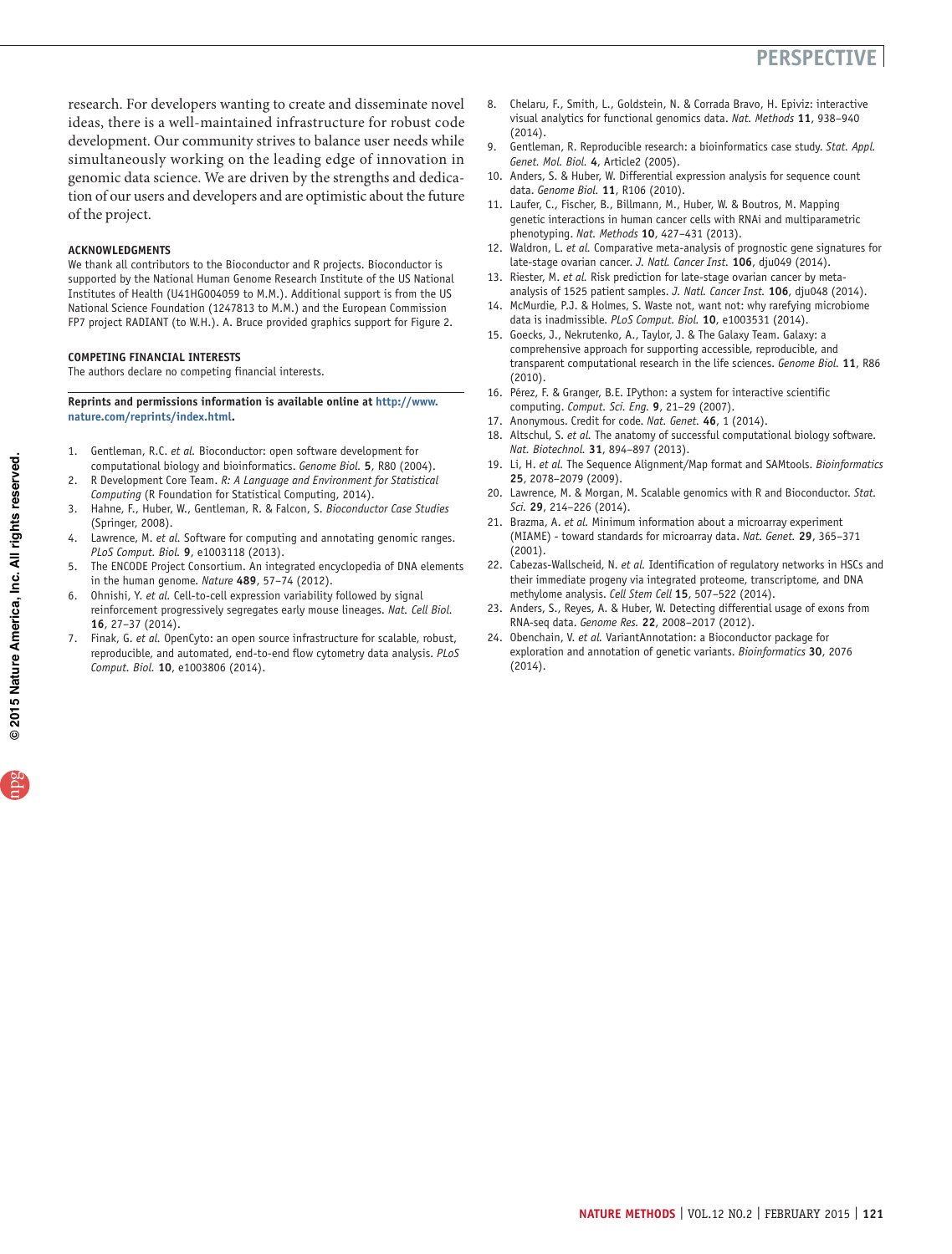research. For developers wanting to create and disseminate novel ideas, there is a well-maintained infrastructure for robust code development. Our community strives to balance user needs while simultaneously working on the leading edge of innovation in genomic data science. We are driven by the strengths and dedication of our users and developers and are optimistic about the future of the project.

#### ACKNOWLEDGMENTS

We thank all contributors to the Bioconductor and R projects. Bioconductor is supported by the National Human Genome Research Institute of the US National Institutes of Health (U41HG004059 to M.M.). Additional support is from the US National Science Foundation (1247813 to M.M.) and the European Commission FP7 project RADIANT (to W.H.). A. Bruce provided graphics support for Figure 2.

#### COMPETING FINANCIAL INTERESTS

The authors declare no competing financial interests.

**Reprints and permissions information is available online at http://www.nature.com/reprints/index.html.**

1. Gentleman, R.C. *et al.* Bioconductor: open software development for computational biology and bioinformatics. *Genome Biol.* **5**, R80 (2004).
2. R Development Core Team. *R: A Language and Environment for Statistical Computing* (R Foundation for Statistical Computing, 2014).
3. Hahne, F., Huber, W., Gentleman, R. & Falcon, S. *Bioconductor Case Studies* (Springer, 2008).
4. Lawrence, M. *et al.* Software for computing and annotating genomic ranges. *PLoS Comput. Biol.* **9**, e1003118 (2013).
5. The ENCODE Project Consortium. An integrated encyclopedia of DNA elements in the human genome. *Nature* **489**, 57–74 (2012).
6. Ohnishi, Y. *et al.* Cell-to-cell expression variability followed by signal reinforcement progressively segregates early mouse lineages. *Nat. Cell Biol.* **16**, 27–37 (2014).
7. Finak, G. *et al.* OpenCyto: an open source infrastructure for scalable, robust, reproducible, and automated, end-to-end flow cytometry data analysis. *PLoS Comput. Biol.* **10**, e1003806 (2014).
8. Chelaru, F., Smith, L., Goldstein, N. & Corrada Bravo, H. Epiviz: interactive visual analytics for functional genomics data. *Nat. Methods* **11**, 938–940 (2014).
9. Gentleman, R. Reproducible research: a bioinformatics case study. *Stat. Appl. Genet. Mol. Biol.* **4**, Article2 (2005).
10. Anders, S. & Huber, W. Differential expression analysis for sequence count data. *Genome Biol.* **11**, R106 (2010).
11. Laufer, C., Fischer, B., Billmann, M., Huber, W. & Boutros, M. Mapping genetic interactions in human cancer cells with RNAi and multiparametric phenotyping. *Nat. Methods* **10**, 427–431 (2013).
12. Waldron, L. *et al.* Comparative meta-analysis of prognostic gene signatures for late-stage ovarian cancer. *J. Natl. Cancer Inst.* **106**, dju049 (2014).
13. Riester, M. *et al.* Risk prediction for late-stage ovarian cancer by meta-analysis of 1525 patient samples. *J. Natl. Cancer Inst.* **106**, dju048 (2014).
14. McMurdie, P.J. & Holmes, S. Waste not, want not: why rarefying microbiome data is inadmissible. *PLoS Comput. Biol.* **10**, e1003531 (2014).
15. Goecks, J., Nekrutenko, A., Taylor, J. & The Galaxy Team. Galaxy: a comprehensive approach for supporting accessible, reproducible, and transparent computational research in the life sciences. *Genome Biol.* **11**, R86 (2010).
16. Pérez, F. & Granger, B.E. IPython: a system for interactive scientific computing. *Comput. Sci. Eng.* **9**, 21–29 (2007).
17. Anonymous. Credit for code. *Nat. Genet.* **46**, 1 (2014).
18. Altschul, S. *et al.* The anatomy of successful computational biology software. *Nat. Biotechnol.* **31**, 894–897 (2013).
19. Li, H. *et al.* The Sequence Alignment/Map format and SAMtools. *Bioinformatics* **25**, 2078–2079 (2009).
20. Lawrence, M. & Morgan, M. Scalable genomics with R and Bioconductor. *Stat. Sci.* **29**, 214–226 (2014).
21. Brazma, A. *et al.* Minimum information about a microarray experiment (MIAME) - toward standards for microarray data. *Nat. Genet.* **29**, 365–371 (2001).
22. Cabezas-Wallscheid, N. *et al.* Identification of regulatory networks in HSCs and their immediate progeny via integrated proteome, transcriptome, and DNA methylome analysis. *Cell Stem Cell* **15**, 507–522 (2014).
23. Anders, S., Reyes, A. & Huber, W. Detecting differential usage of exons from RNA-seq data. *Genome Res.* **22**, 2008–2017 (2012).
24. Obenchain, V. *et al.* VariantAnnotation: a Bioconductor package for exploration and annotation of genetic variants. *Bioinformatics* **30**, 2076 (2014).